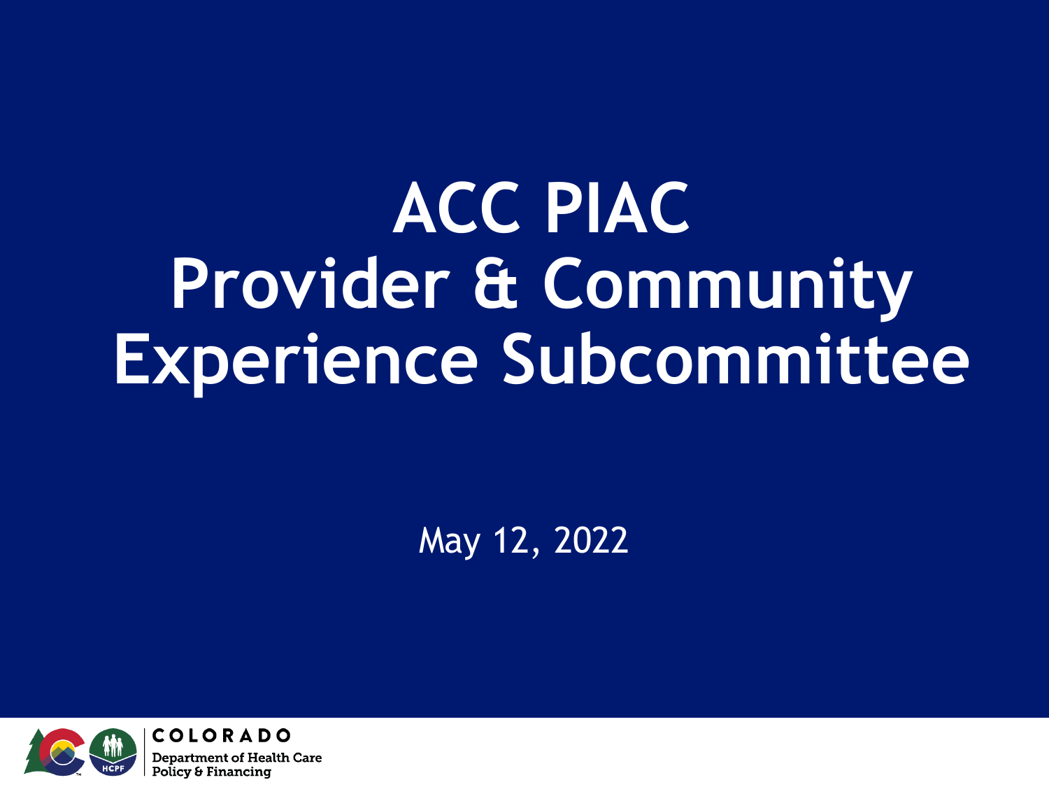# ACC PIAC Provider & Community Experience Subcommittee

May 12, 2022

COLORADO
Department of Health Care Policy & Financing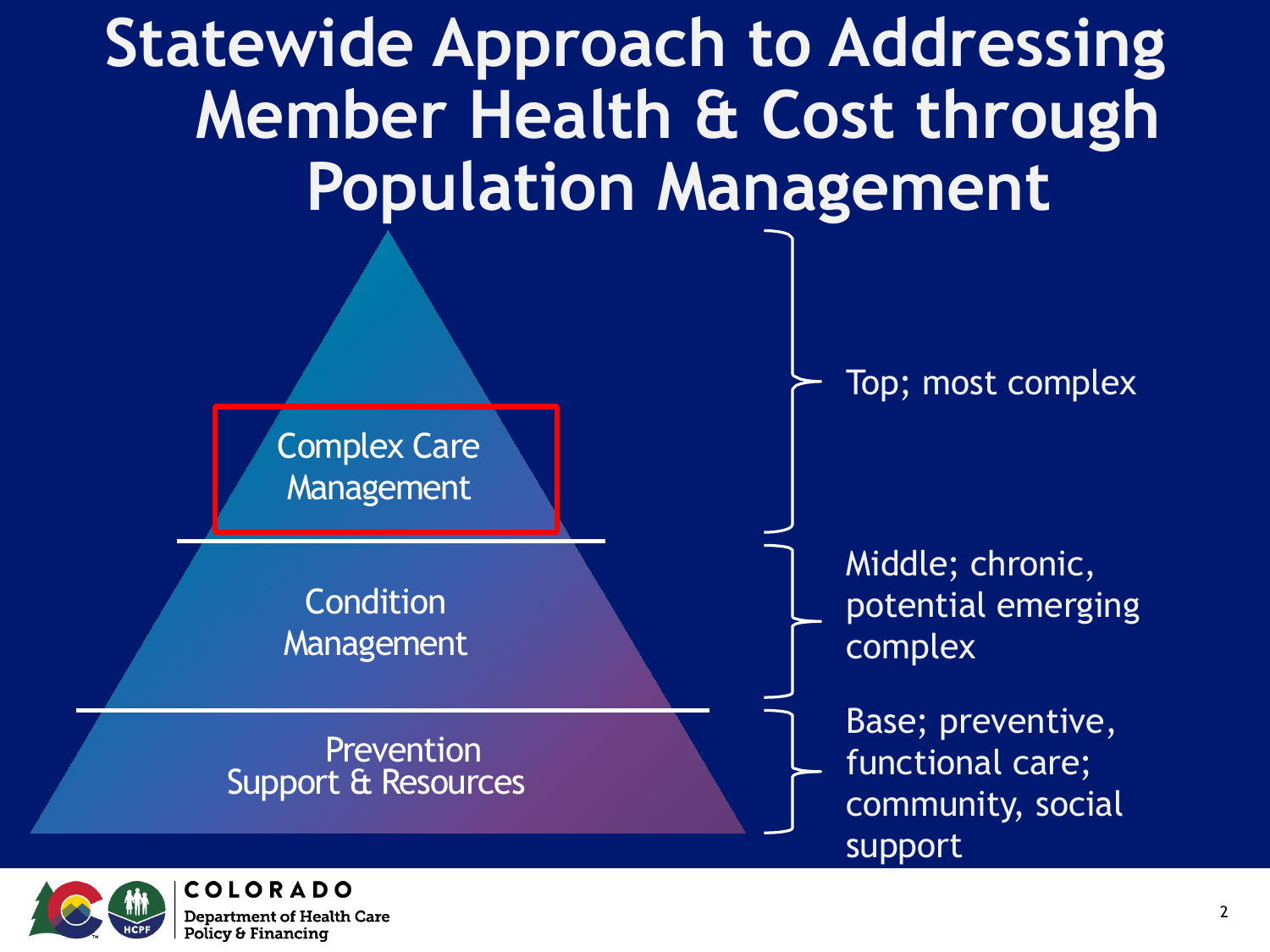# Statewide Approach to Addressing Member Health & Cost through Population Management

- **Complex Care Management** — Top; most complex
- **Condition Management** — Middle; chronic, potential emerging complex
- **Prevention Support & Resources** — Base; preventive, functional care; community, social support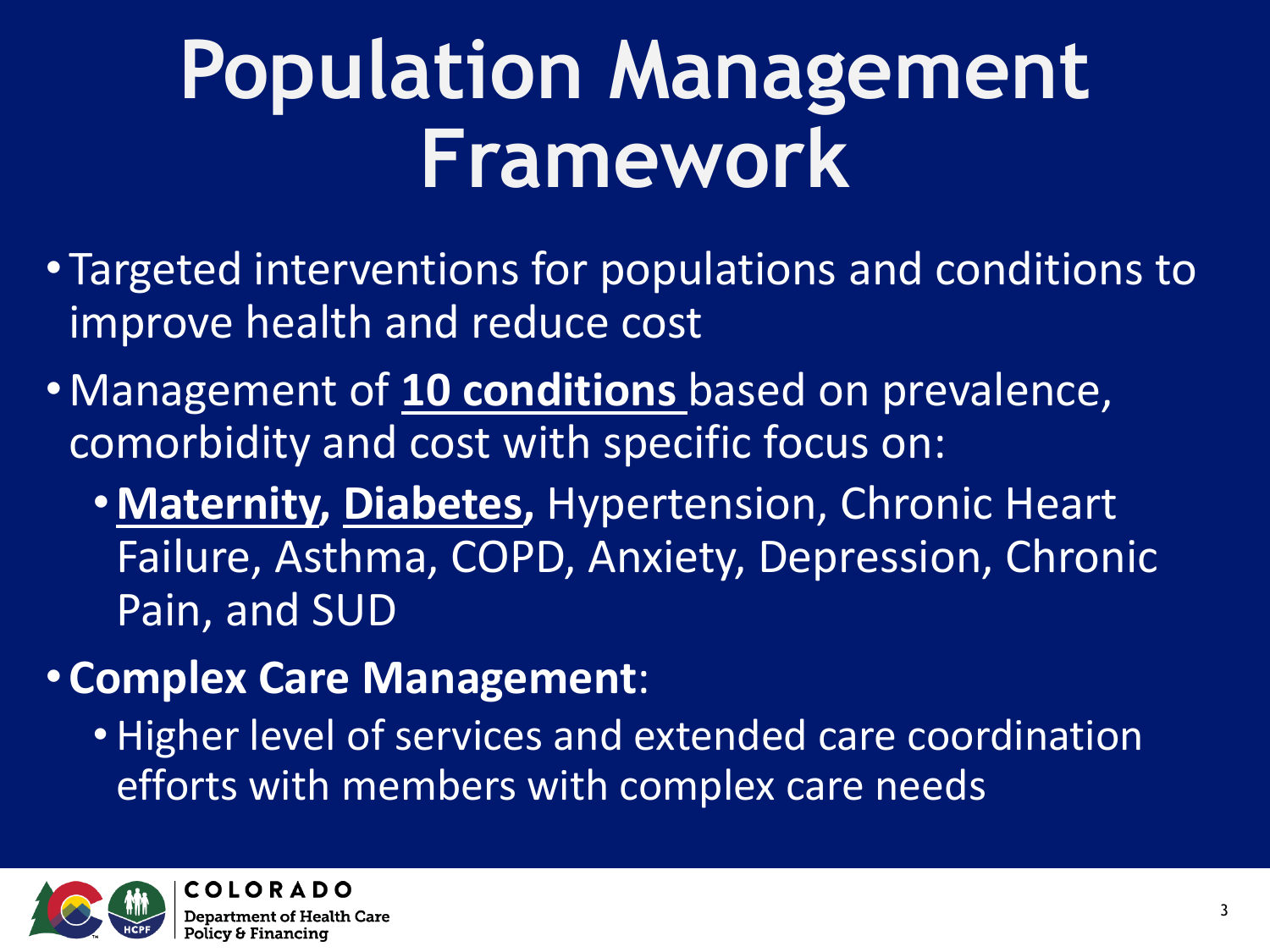# Population Management Framework

- Targeted interventions for populations and conditions to improve health and reduce cost
- Management of **10 conditions** based on prevalence, comorbidity and cost with specific focus on:
  - **Maternity**, **Diabetes**, Hypertension, Chronic Heart Failure, Asthma, COPD, Anxiety, Depression, Chronic Pain, and SUD
- **Complex Care Management**:
  - Higher level of services and extended care coordination efforts with members with complex care needs

COLORADO
Department of Health Care Policy & Financing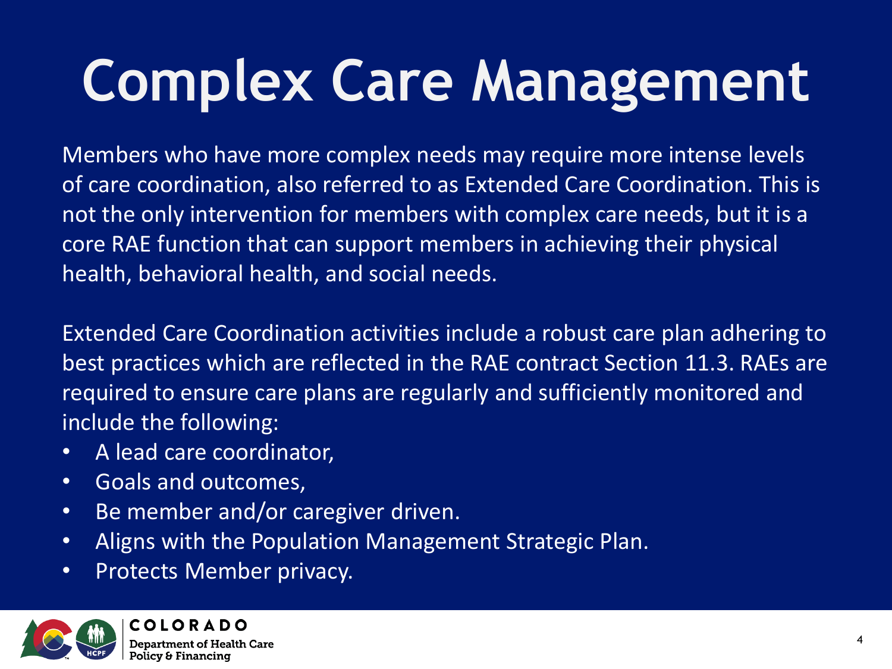# Complex Care Management

Members who have more complex needs may require more intense levels of care coordination, also referred to as Extended Care Coordination. This is not the only intervention for members with complex care needs, but it is a core RAE function that can support members in achieving their physical health, behavioral health, and social needs.

Extended Care Coordination activities include a robust care plan adhering to best practices which are reflected in the RAE contract Section 11.3. RAEs are required to ensure care plans are regularly and sufficiently monitored and include the following:

- A lead care coordinator,
- Goals and outcomes,
- Be member and/or caregiver driven.
- Aligns with the Population Management Strategic Plan.
- Protects Member privacy.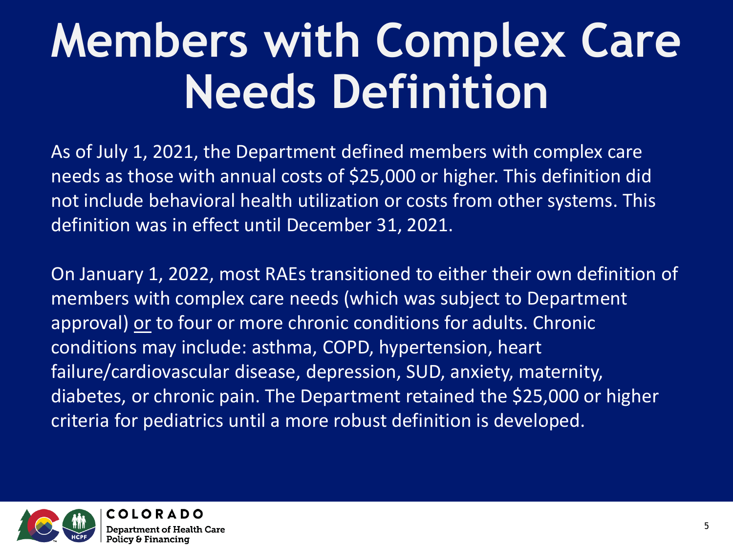# Members with Complex Care Needs Definition

As of July 1, 2021, the Department defined members with complex care needs as those with annual costs of $25,000 or higher. This definition did not include behavioral health utilization or costs from other systems. This definition was in effect until December 31, 2021.

On January 1, 2022, most RAEs transitioned to either their own definition of members with complex care needs (which was subject to Department approval) <u>or</u> to four or more chronic conditions for adults. Chronic conditions may include: asthma, COPD, hypertension, heart failure/cardiovascular disease, depression, SUD, anxiety, maternity, diabetes, or chronic pain. The Department retained the $25,000 or higher criteria for pediatrics until a more robust definition is developed.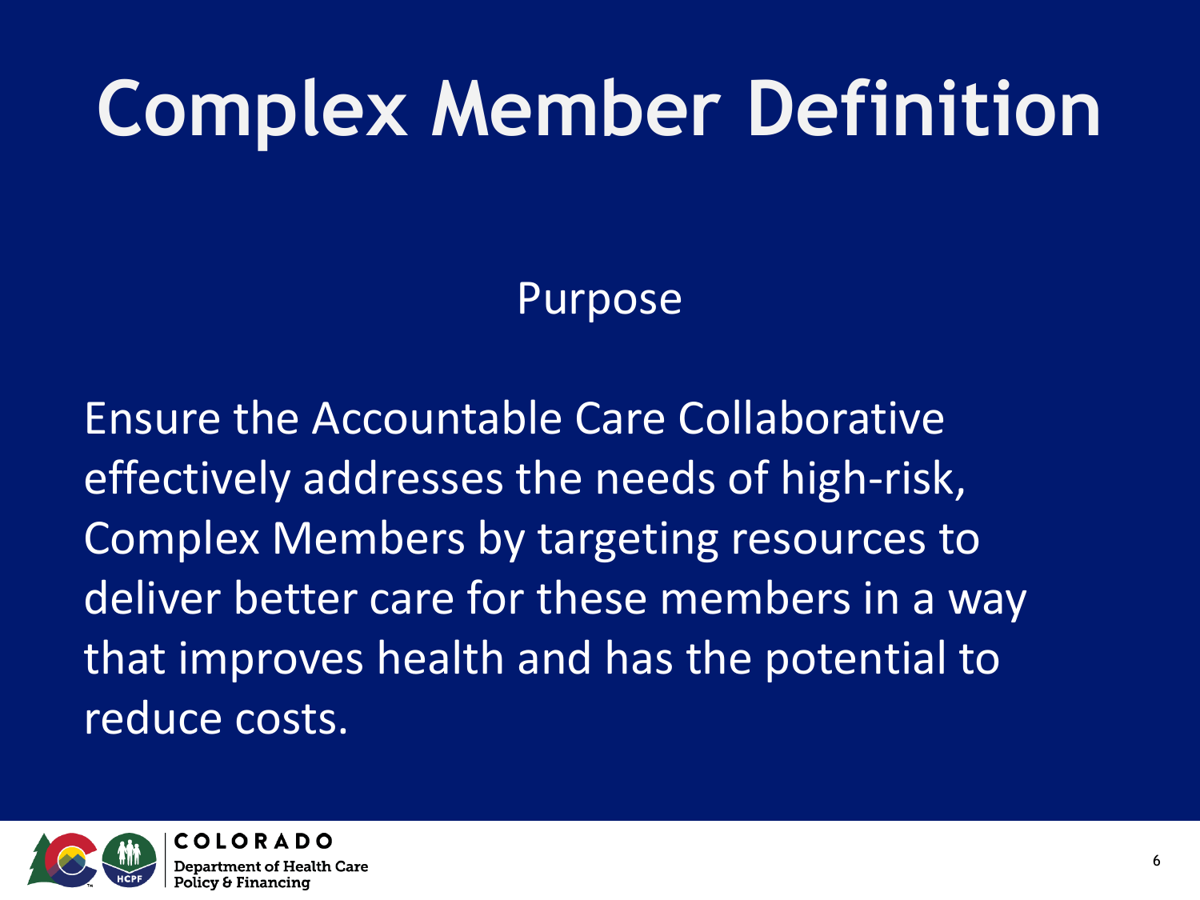# Complex Member Definition

## Purpose

Ensure the Accountable Care Collaborative effectively addresses the needs of high-risk, Complex Members by targeting resources to deliver better care for these members in a way that improves health and has the potential to reduce costs.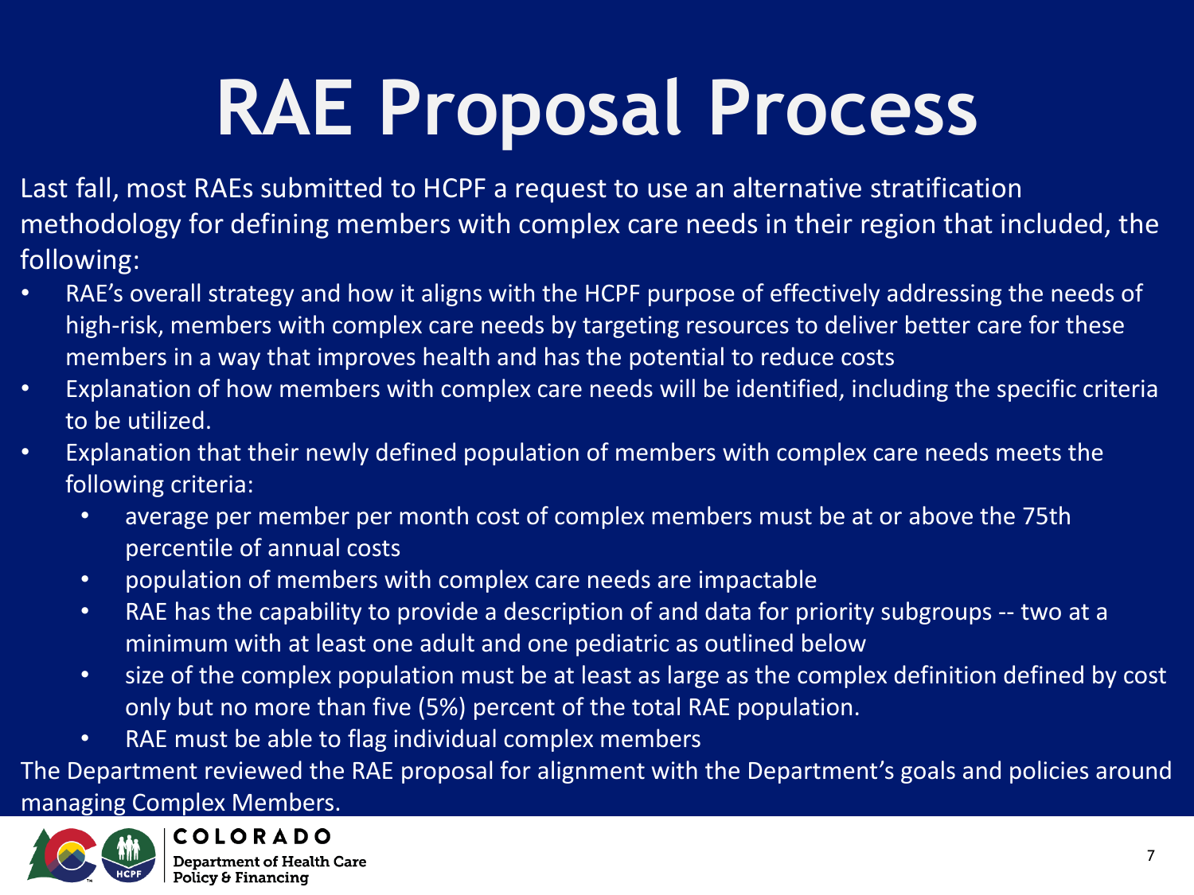# RAE Proposal Process

Last fall, most RAEs submitted to HCPF a request to use an alternative stratification methodology for defining members with complex care needs in their region that included, the following:

- RAE's overall strategy and how it aligns with the HCPF purpose of effectively addressing the needs of high-risk, members with complex care needs by targeting resources to deliver better care for these members in a way that improves health and has the potential to reduce costs
- Explanation of how members with complex care needs will be identified, including the specific criteria to be utilized.
- Explanation that their newly defined population of members with complex care needs meets the following criteria:
    - average per member per month cost of complex members must be at or above the 75th percentile of annual costs
    - population of members with complex care needs are impactable
    - RAE has the capability to provide a description of and data for priority subgroups -- two at a minimum with at least one adult and one pediatric as outlined below
    - size of the complex population must be at least as large as the complex definition defined by cost only but no more than five (5%) percent of the total RAE population.
    - RAE must be able to flag individual complex members

The Department reviewed the RAE proposal for alignment with the Department's goals and policies around managing Complex Members.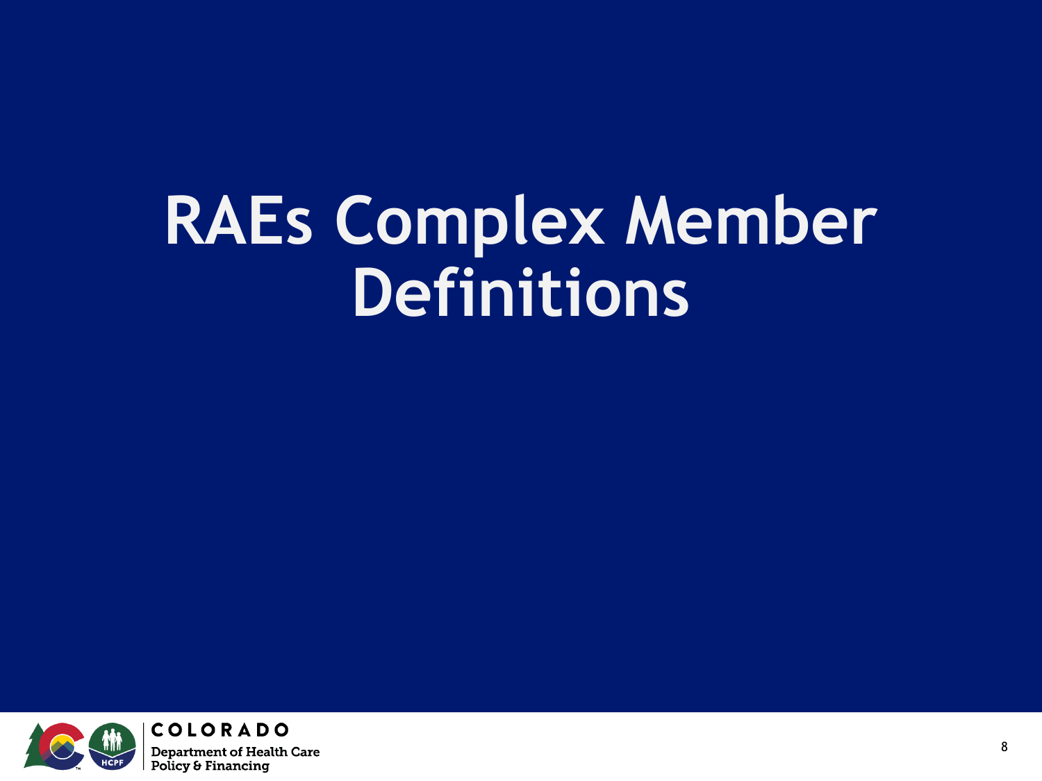# RAEs Complex Member Definitions